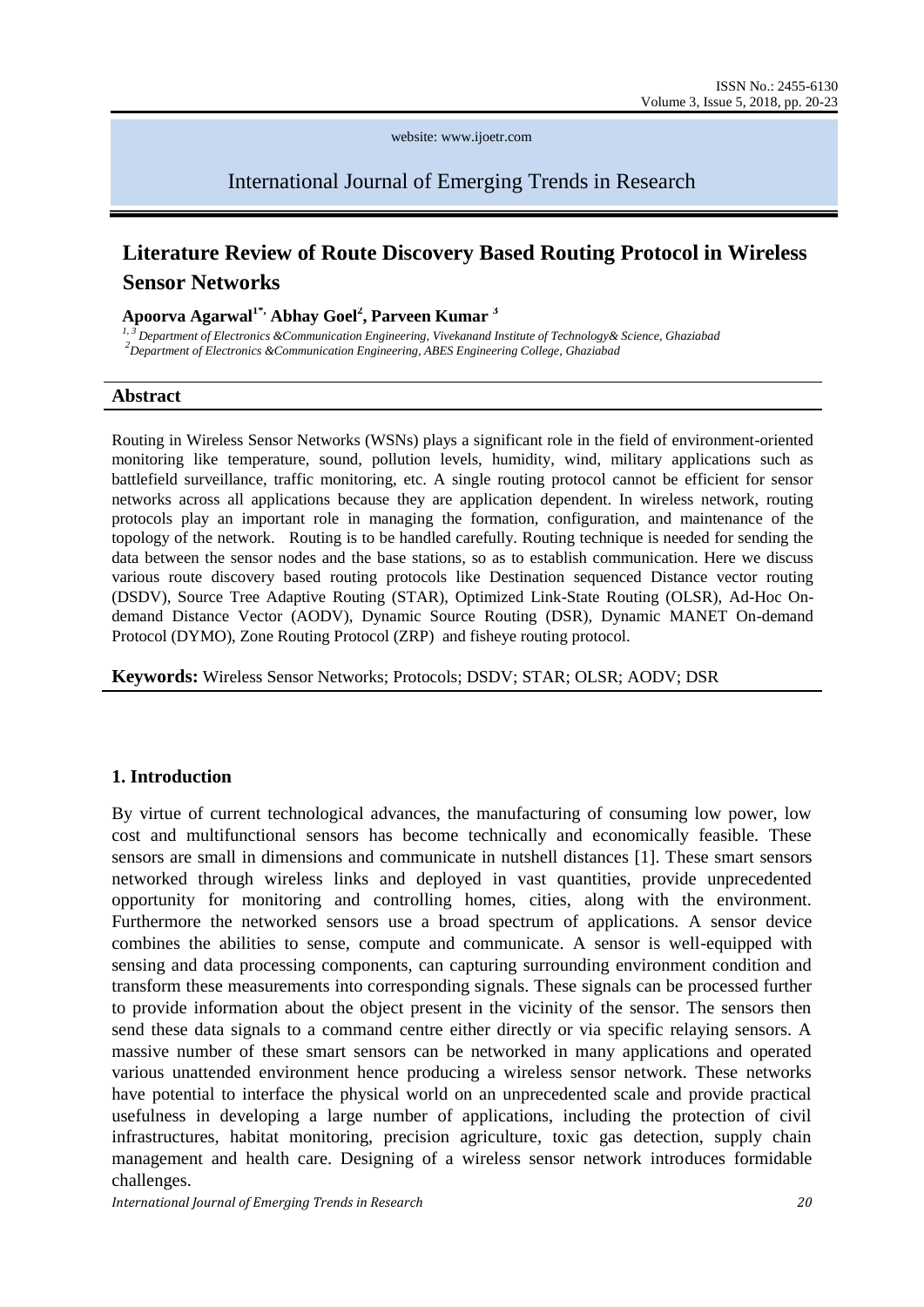# Literature Review of Route Discovery Based Routing Protocol in Wireless Sensor Networks

**Apoorva Agarwal[1*], Abhay Goel[2], Parveen Kumar[3]**

*[1, 3] Department of Electronics &Communication Engineering, Vivekanand Institute of Technology& Science, Ghaziabad*
*[2] Department of Electronics &Communication Engineering, ABES Engineering College, Ghaziabad*

## Abstract

Routing in Wireless Sensor Networks (WSNs) plays a significant role in the field of environment-oriented monitoring like temperature, sound, pollution levels, humidity, wind, military applications such as battlefield surveillance, traffic monitoring, etc. A single routing protocol cannot be efficient for sensor networks across all applications because they are application dependent. In wireless network, routing protocols play an important role in managing the formation, configuration, and maintenance of the topology of the network. Routing is to be handled carefully. Routing technique is needed for sending the data between the sensor nodes and the base stations, so as to establish communication. Here we discuss various route discovery based routing protocols like Destination sequenced Distance vector routing (DSDV), Source Tree Adaptive Routing (STAR), Optimized Link-State Routing (OLSR), Ad-Hoc On-demand Distance Vector (AODV), Dynamic Source Routing (DSR), Dynamic MANET On-demand Protocol (DYMO), Zone Routing Protocol (ZRP) and fisheye routing protocol.

**Keywords:** Wireless Sensor Networks; Protocols; DSDV; STAR; OLSR; AODV; DSR

## 1. Introduction

By virtue of current technological advances, the manufacturing of consuming low power, low cost and multifunctional sensors has become technically and economically feasible. These sensors are small in dimensions and communicate in nutshell distances [1]. These smart sensors networked through wireless links and deployed in vast quantities, provide unprecedented opportunity for monitoring and controlling homes, cities, along with the environment. Furthermore the networked sensors use a broad spectrum of applications. A sensor device combines the abilities to sense, compute and communicate. A sensor is well-equipped with sensing and data processing components, can capturing surrounding environment condition and transform these measurements into corresponding signals. These signals can be processed further to provide information about the object present in the vicinity of the sensor. The sensors then send these data signals to a command centre either directly or via specific relaying sensors. A massive number of these smart sensors can be networked in many applications and operated various unattended environment hence producing a wireless sensor network. These networks have potential to interface the physical world on an unprecedented scale and provide practical usefulness in developing a large number of applications, including the protection of civil infrastructures, habitat monitoring, precision agriculture, toxic gas detection, supply chain management and health care. Designing of a wireless sensor network introduces formidable challenges.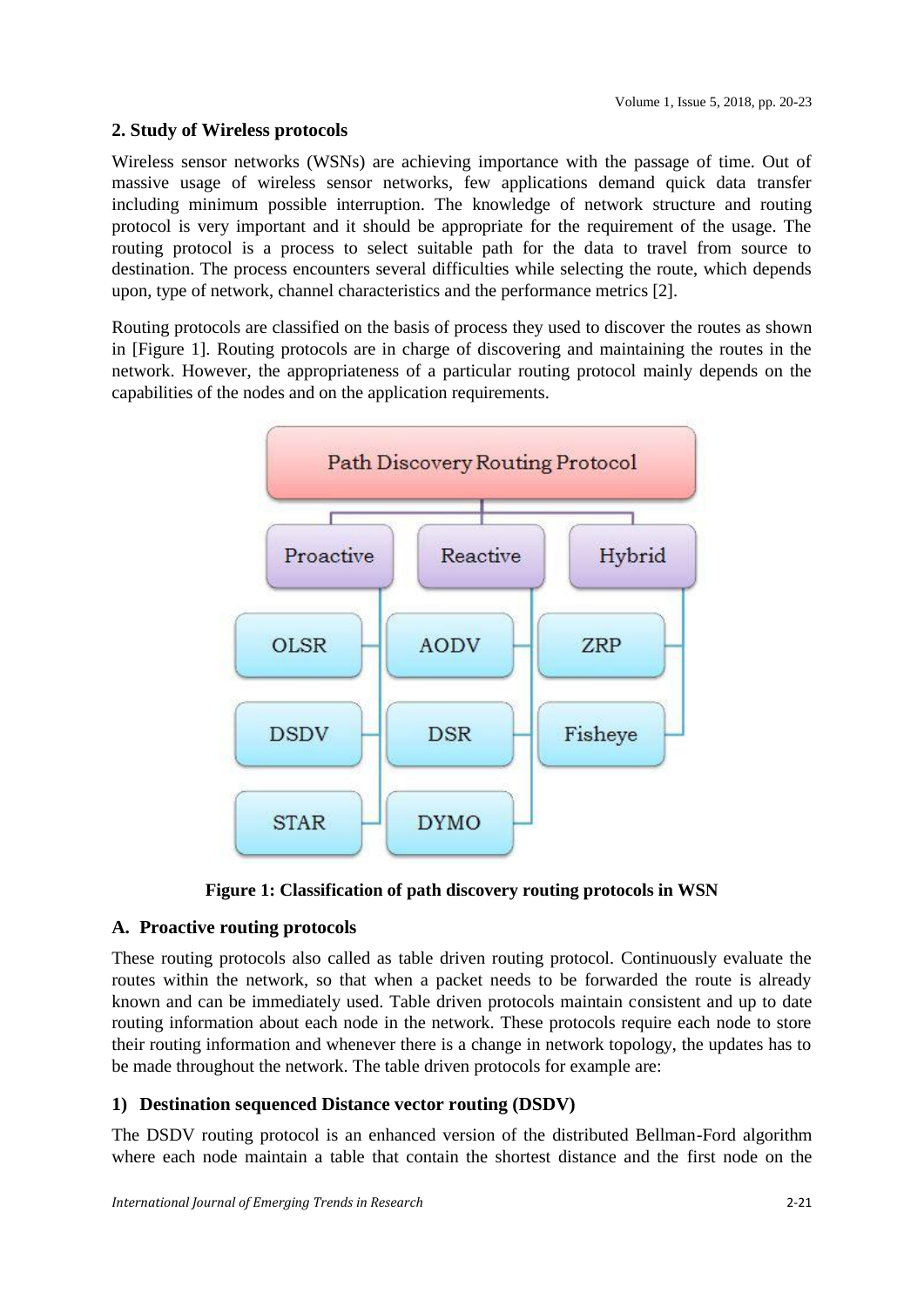## 2. Study of Wireless protocols

Wireless sensor networks (WSNs) are achieving importance with the passage of time. Out of massive usage of wireless sensor networks, few applications demand quick data transfer including minimum possible interruption. The knowledge of network structure and routing protocol is very important and it should be appropriate for the requirement of the usage. The routing protocol is a process to select suitable path for the data to travel from source to destination. The process encounters several difficulties while selecting the route, which depends upon, type of network, channel characteristics and the performance metrics [2].

Routing protocols are classified on the basis of process they used to discover the routes as shown in [Figure 1]. Routing protocols are in charge of discovering and maintaining the routes in the network. However, the appropriateness of a particular routing protocol mainly depends on the capabilities of the nodes and on the application requirements.

- Path Discovery Routing Protocol
  - Proactive
    - OLSR
    - DSDV
    - STAR
  - Reactive
    - AODV
    - DSR
    - DYMO
  - Hybrid
    - ZRP
    - Fisheye

**Figure 1: Classification of path discovery routing protocols in WSN**

### A. Proactive routing protocols

These routing protocols also called as table driven routing protocol. Continuously evaluate the routes within the network, so that when a packet needs to be forwarded the route is already known and can be immediately used. Table driven protocols maintain consistent and up to date routing information about each node in the network. These protocols require each node to store their routing information and whenever there is a change in network topology, the updates has to be made throughout the network. The table driven protocols for example are:

#### 1) Destination sequenced Distance vector routing (DSDV)

The DSDV routing protocol is an enhanced version of the distributed Bellman-Ford algorithm where each node maintain a table that contain the shortest distance and the first node on the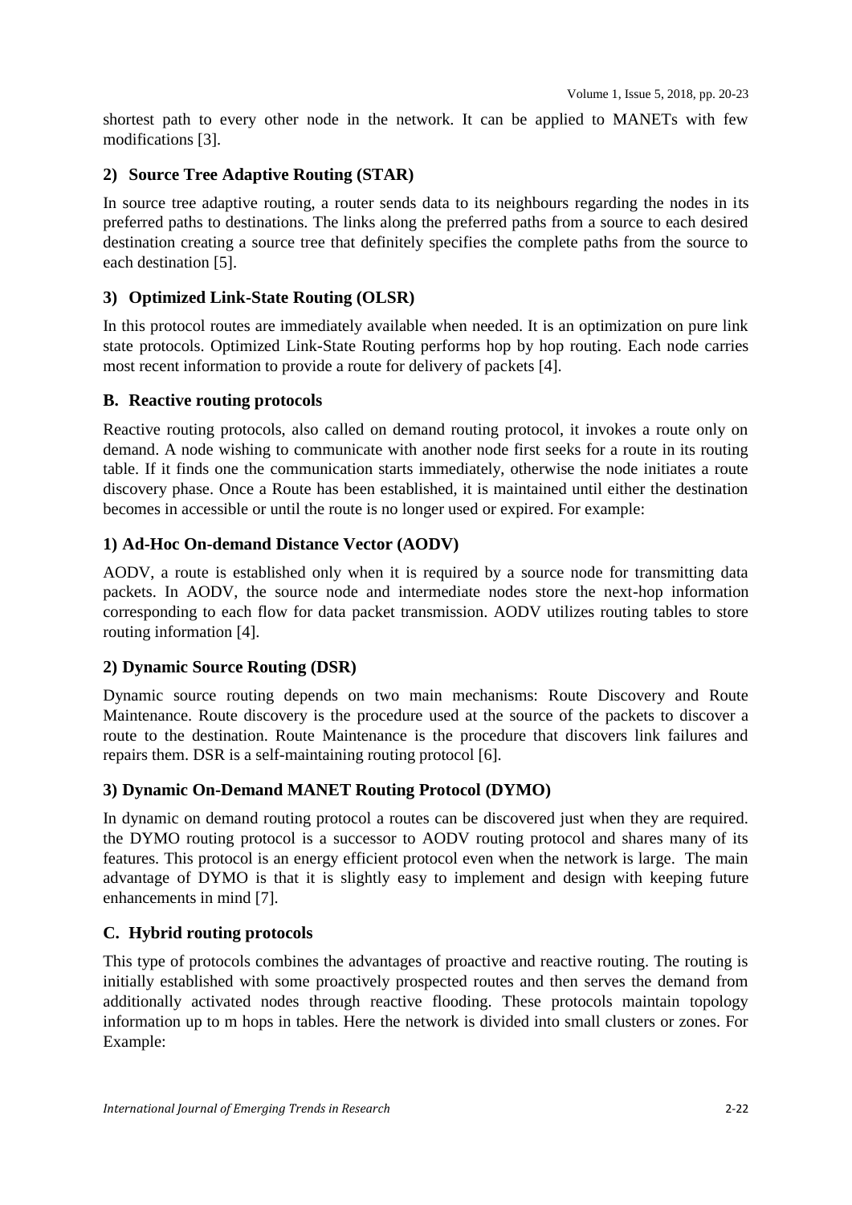shortest path to every other node in the network. It can be applied to MANETs with few modifications [3].

### 2) Source Tree Adaptive Routing (STAR)

In source tree adaptive routing, a router sends data to its neighbours regarding the nodes in its preferred paths to destinations. The links along the preferred paths from a source to each desired destination creating a source tree that definitely specifies the complete paths from the source to each destination [5].

### 3) Optimized Link-State Routing (OLSR)

In this protocol routes are immediately available when needed. It is an optimization on pure link state protocols. Optimized Link-State Routing performs hop by hop routing. Each node carries most recent information to provide a route for delivery of packets [4].

## B. Reactive routing protocols

Reactive routing protocols, also called on demand routing protocol, it invokes a route only on demand. A node wishing to communicate with another node first seeks for a route in its routing table. If it finds one the communication starts immediately, otherwise the node initiates a route discovery phase. Once a Route has been established, it is maintained until either the destination becomes in accessible or until the route is no longer used or expired. For example:

### 1) Ad-Hoc On-demand Distance Vector (AODV)

AODV, a route is established only when it is required by a source node for transmitting data packets. In AODV, the source node and intermediate nodes store the next-hop information corresponding to each flow for data packet transmission. AODV utilizes routing tables to store routing information [4].

### 2) Dynamic Source Routing (DSR)

Dynamic source routing depends on two main mechanisms: Route Discovery and Route Maintenance. Route discovery is the procedure used at the source of the packets to discover a route to the destination. Route Maintenance is the procedure that discovers link failures and repairs them. DSR is a self-maintaining routing protocol [6].

### 3) Dynamic On-Demand MANET Routing Protocol (DYMO)

In dynamic on demand routing protocol a routes can be discovered just when they are required. the DYMO routing protocol is a successor to AODV routing protocol and shares many of its features. This protocol is an energy efficient protocol even when the network is large. The main advantage of DYMO is that it is slightly easy to implement and design with keeping future enhancements in mind [7].

## C. Hybrid routing protocols

This type of protocols combines the advantages of proactive and reactive routing. The routing is initially established with some proactively prospected routes and then serves the demand from additionally activated nodes through reactive flooding. These protocols maintain topology information up to m hops in tables. Here the network is divided into small clusters or zones. For Example: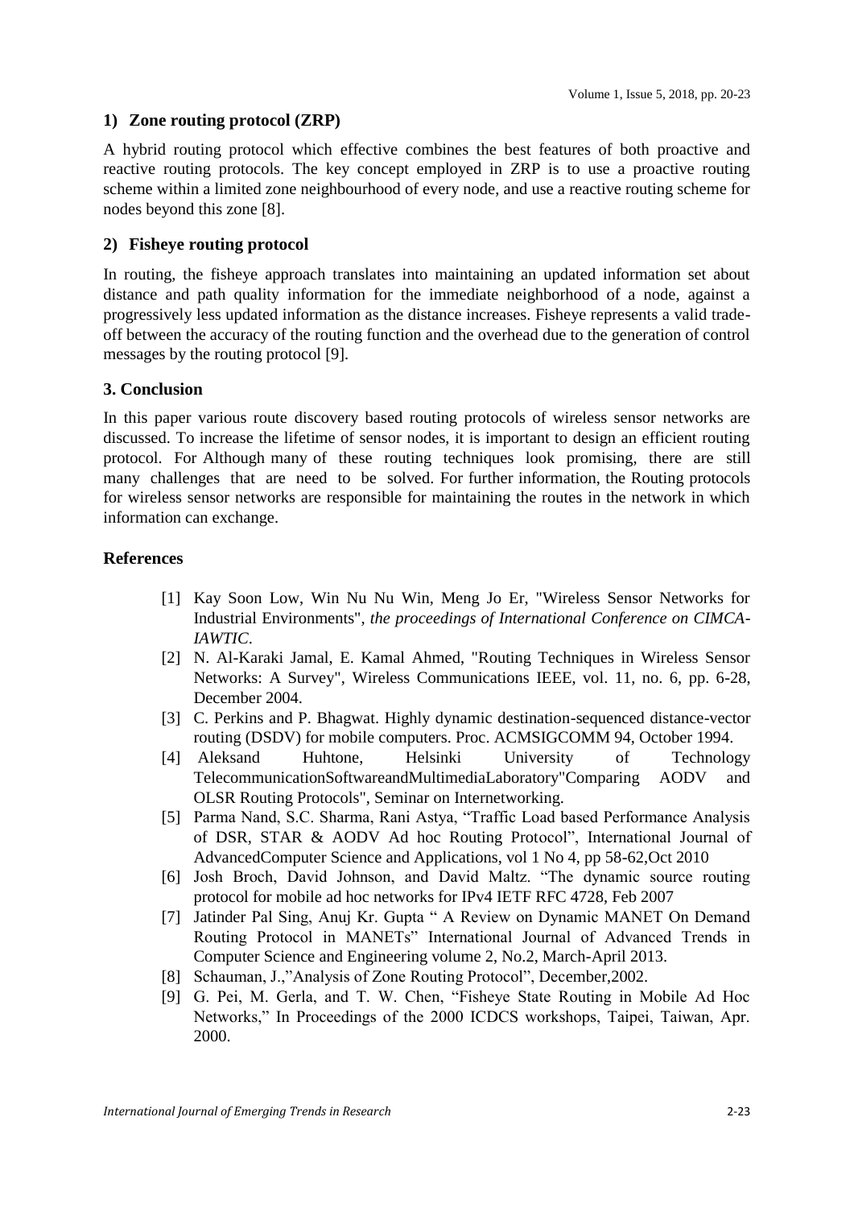### 1) Zone routing protocol (ZRP)

A hybrid routing protocol which effective combines the best features of both proactive and reactive routing protocols. The key concept employed in ZRP is to use a proactive routing scheme within a limited zone neighbourhood of every node, and use a reactive routing scheme for nodes beyond this zone [8].

### 2) Fisheye routing protocol

In routing, the fisheye approach translates into maintaining an updated information set about distance and path quality information for the immediate neighborhood of a node, against a progressively less updated information as the distance increases. Fisheye represents a valid trade-off between the accuracy of the routing function and the overhead due to the generation of control messages by the routing protocol [9].

## 3. Conclusion

In this paper various route discovery based routing protocols of wireless sensor networks are discussed. To increase the lifetime of sensor nodes, it is important to design an efficient routing protocol. For Although many of these routing techniques look promising, there are still many challenges that are need to be solved. For further information, the Routing protocols for wireless sensor networks are responsible for maintaining the routes in the network in which information can exchange.

## References

[1] Kay Soon Low, Win Nu Nu Win, Meng Jo Er, "Wireless Sensor Networks for Industrial Environments", *the proceedings of International Conference on CIMCA-IAWTIC.*

[2] N. Al-Karaki Jamal, E. Kamal Ahmed, "Routing Techniques in Wireless Sensor Networks: A Survey", Wireless Communications IEEE, vol. 11, no. 6, pp. 6-28, December 2004.

[3] C. Perkins and P. Bhagwat. Highly dynamic destination-sequenced distance-vector routing (DSDV) for mobile computers. Proc. ACMSIGCOMM 94, October 1994.

[4] Aleksand Huhtone, Helsinki University of Technology TelecommunicationSoftwareandMultimediaLaboratory"Comparing AODV and OLSR Routing Protocols", Seminar on Internetworking.

[5] Parma Nand, S.C. Sharma, Rani Astya, "Traffic Load based Performance Analysis of DSR, STAR & AODV Ad hoc Routing Protocol", International Journal of AdvancedComputer Science and Applications, vol 1 No 4, pp 58-62,Oct 2010

[6] Josh Broch, David Johnson, and David Maltz. "The dynamic source routing protocol for mobile ad hoc networks for IPv4 IETF RFC 4728, Feb 2007

[7] Jatinder Pal Sing, Anuj Kr. Gupta " A Review on Dynamic MANET On Demand Routing Protocol in MANETs" International Journal of Advanced Trends in Computer Science and Engineering volume 2, No.2, March-April 2013.

[8] Schauman, J.,"Analysis of Zone Routing Protocol", December,2002.

[9] G. Pei, M. Gerla, and T. W. Chen, "Fisheye State Routing in Mobile Ad Hoc Networks," In Proceedings of the 2000 ICDCS workshops, Taipei, Taiwan, Apr. 2000.